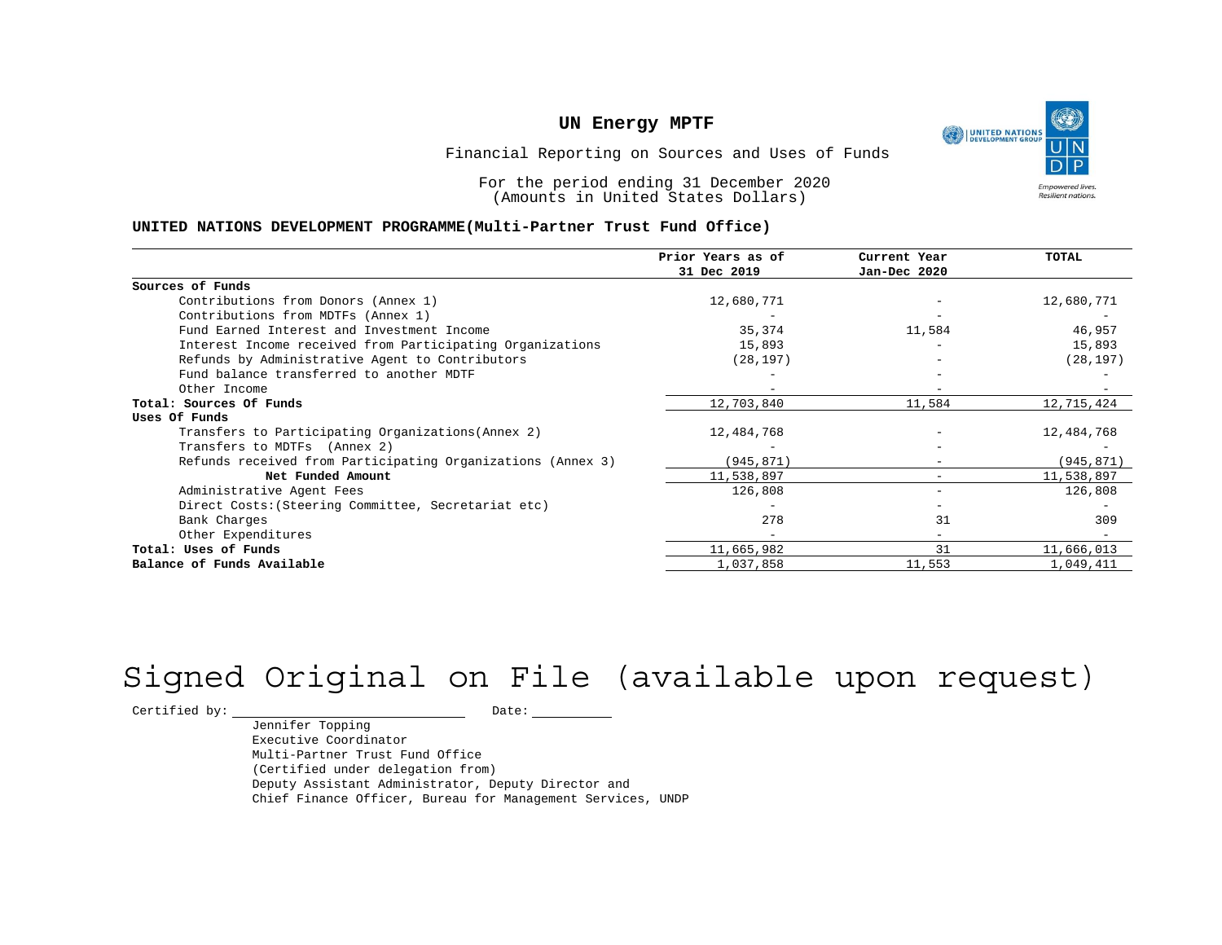# UN Energy MPTF

Financial Reporting on Sources and Uses of Funds

For the period ending 31 December 2020
(Amounts in United States Dollars)

**UNITED NATIONS DEVELOPMENT PROGRAMME(Multi-Partner Trust Fund Office)**

| | Prior Years as of 31 Dec 2019 | Current Year Jan-Dec 2020 | TOTAL |
|---|---|---|---|
| **Sources of Funds** | | | |
| Contributions from Donors (Annex 1) | 12,680,771 | - | 12,680,771 |
| Contributions from MDTFs (Annex 1) | - | - | - |
| Fund Earned Interest and Investment Income | 35,374 | 11,584 | 46,957 |
| Interest Income received from Participating Organizations | 15,893 | - | 15,893 |
| Refunds by Administrative Agent to Contributors | (28,197) | - | (28,197) |
| Fund balance transferred to another MDTF | - | - | - |
| Other Income | - | - | - |
| **Total: Sources Of Funds** | 12,703,840 | 11,584 | 12,715,424 |
| **Uses Of Funds** | | | |
| Transfers to Participating Organizations(Annex 2) | 12,484,768 | - | 12,484,768 |
| Transfers to MDTFs (Annex 2) | - | - | - |
| Refunds received from Participating Organizations (Annex 3) | (945,871) | - | (945,871) |
| **Net Funded Amount** | 11,538,897 | - | 11,538,897 |
| Administrative Agent Fees | 126,808 | - | 126,808 |
| Direct Costs:(Steering Committee, Secretariat etc) | - | - | - |
| Bank Charges | 278 | 31 | 309 |
| Other Expenditures | - | - | - |
| **Total: Uses of Funds** | 11,665,982 | 31 | 11,666,013 |
| **Balance of Funds Available** | 1,037,858 | 11,553 | 1,049,411 |

Signed Original on File (available upon request)

Certified by: ______________________ Date: __________

Jennifer Topping
Executive Coordinator
Multi-Partner Trust Fund Office
(Certified under delegation from)
Deputy Assistant Administrator, Deputy Director and
Chief Finance Officer, Bureau for Management Services, UNDP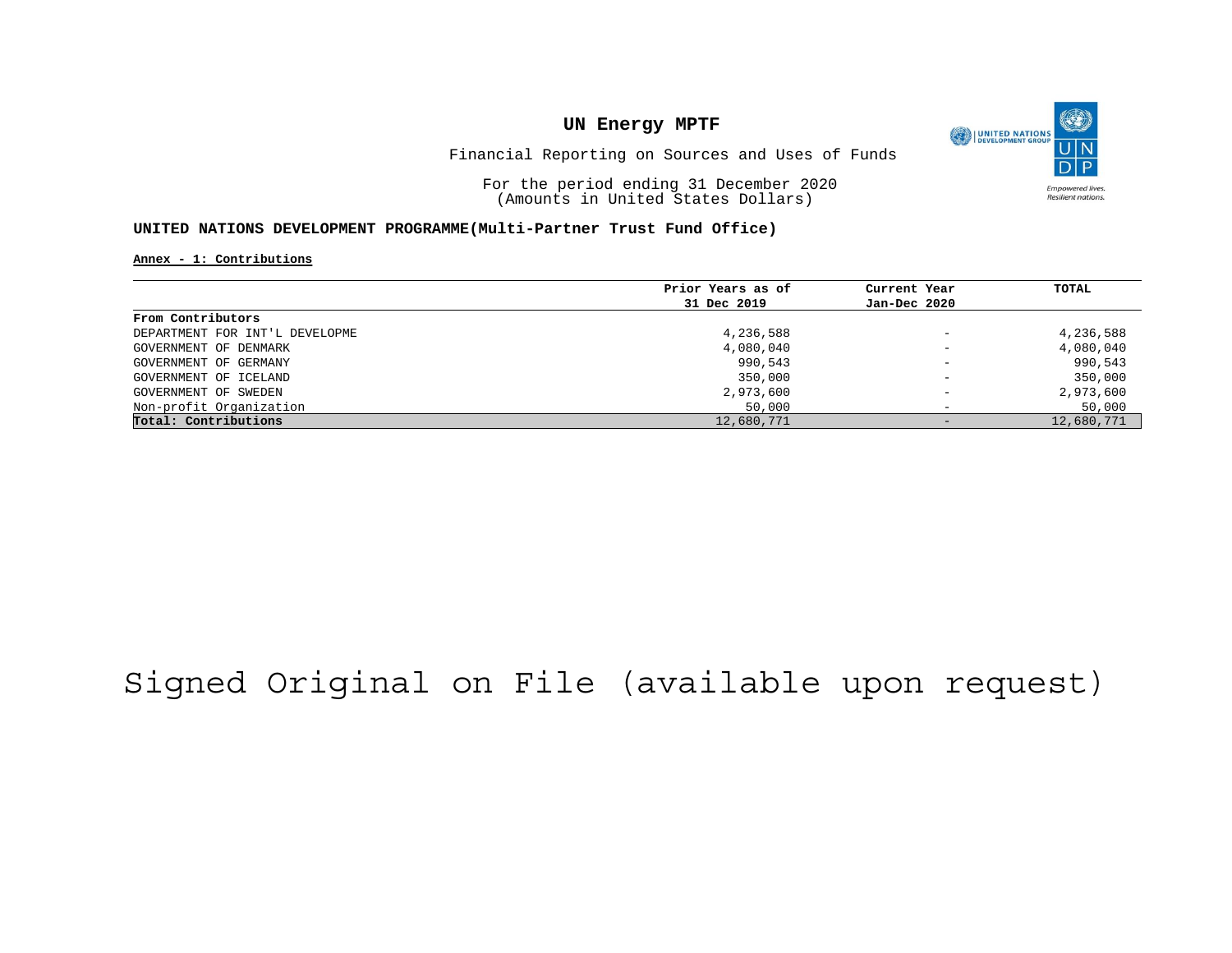# UN Energy MPTF

Financial Reporting on Sources and Uses of Funds

For the period ending 31 December 2020
(Amounts in United States Dollars)

**UNITED NATIONS DEVELOPMENT PROGRAMME(Multi-Partner Trust Fund Office)**

**Annex - 1: Contributions**

| | Prior Years as of 31 Dec 2019 | Current Year Jan-Dec 2020 | TOTAL |
|---|---|---|---|
| **From Contributors** | | | |
| DEPARTMENT FOR INT'L DEVELOPME | 4,236,588 | - | 4,236,588 |
| GOVERNMENT OF DENMARK | 4,080,040 | - | 4,080,040 |
| GOVERNMENT OF GERMANY | 990,543 | - | 990,543 |
| GOVERNMENT OF ICELAND | 350,000 | - | 350,000 |
| GOVERNMENT OF SWEDEN | 2,973,600 | - | 2,973,600 |
| Non-profit Organization | 50,000 | - | 50,000 |
| **Total: Contributions** | 12,680,771 | - | 12,680,771 |

Signed Original on File (available upon request)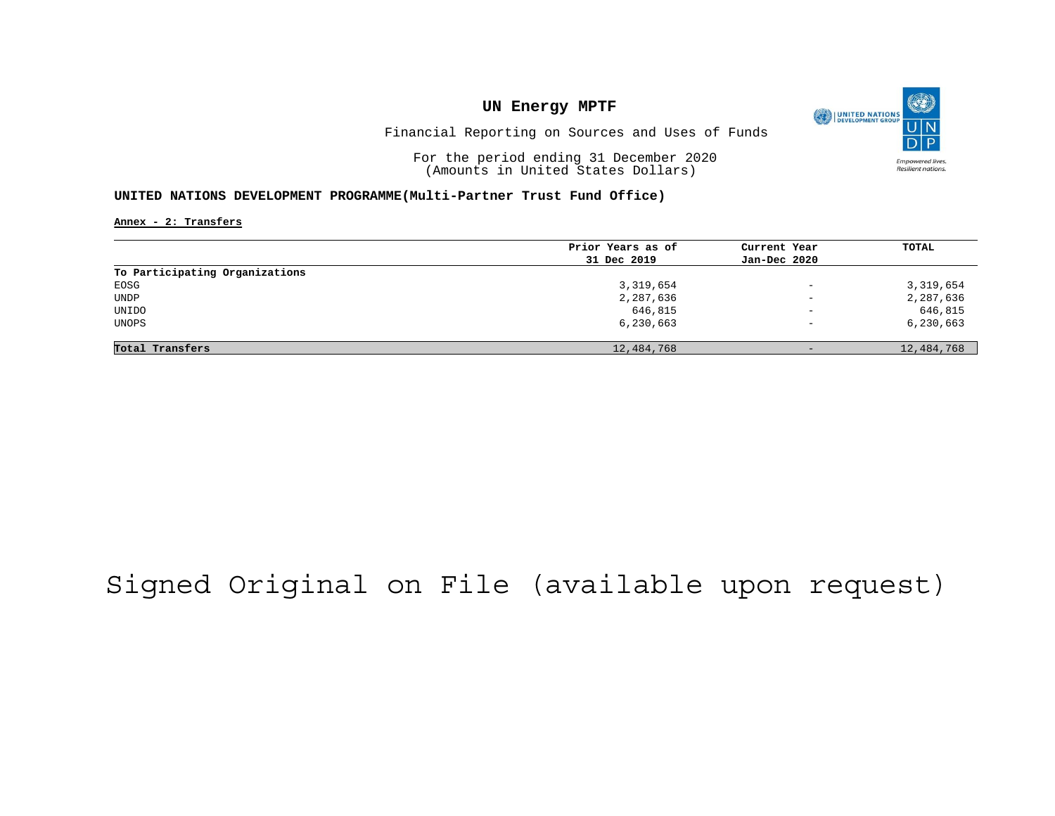# UN Energy MPTF

Financial Reporting on Sources and Uses of Funds

For the period ending 31 December 2020
(Amounts in United States Dollars)

**UNITED NATIONS DEVELOPMENT PROGRAMME(Multi-Partner Trust Fund Office)**

**Annex - 2: Transfers**

| | Prior Years as of 31 Dec 2019 | Current Year Jan-Dec 2020 | TOTAL |
|---|---|---|---|
| **To Participating Organizations** | | | |
| EOSG | 3,319,654 | - | 3,319,654 |
| UNDP | 2,287,636 | - | 2,287,636 |
| UNIDO | 646,815 | - | 646,815 |
| UNOPS | 6,230,663 | - | 6,230,663 |
| **Total Transfers** | 12,484,768 | - | 12,484,768 |

Signed Original on File (available upon request)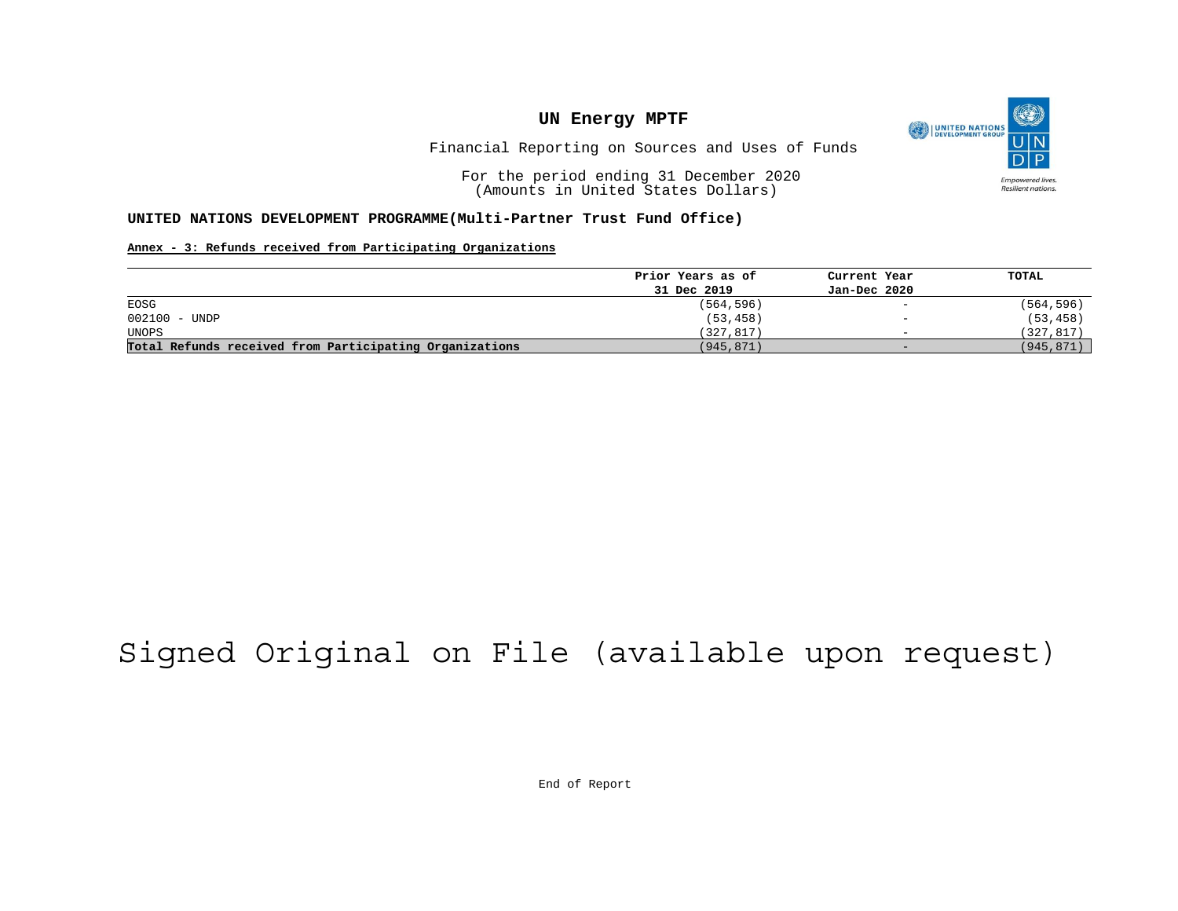# UN Energy MPTF

Financial Reporting on Sources and Uses of Funds

For the period ending 31 December 2020
(Amounts in United States Dollars)

**UNITED NATIONS DEVELOPMENT PROGRAMME(Multi-Partner Trust Fund Office)**

**Annex - 3: Refunds received from Participating Organizations**

| | Prior Years as of 31 Dec 2019 | Current Year Jan-Dec 2020 | TOTAL |
|---|---|---|---|
| EOSG | (564,596) | - | (564,596) |
| 002100 - UNDP | (53,458) | - | (53,458) |
| UNOPS | (327,817) | - | (327,817) |
| **Total Refunds received from Participating Organizations** | (945,871) | - | (945,871) |

Signed Original on File (available upon request)

End of Report